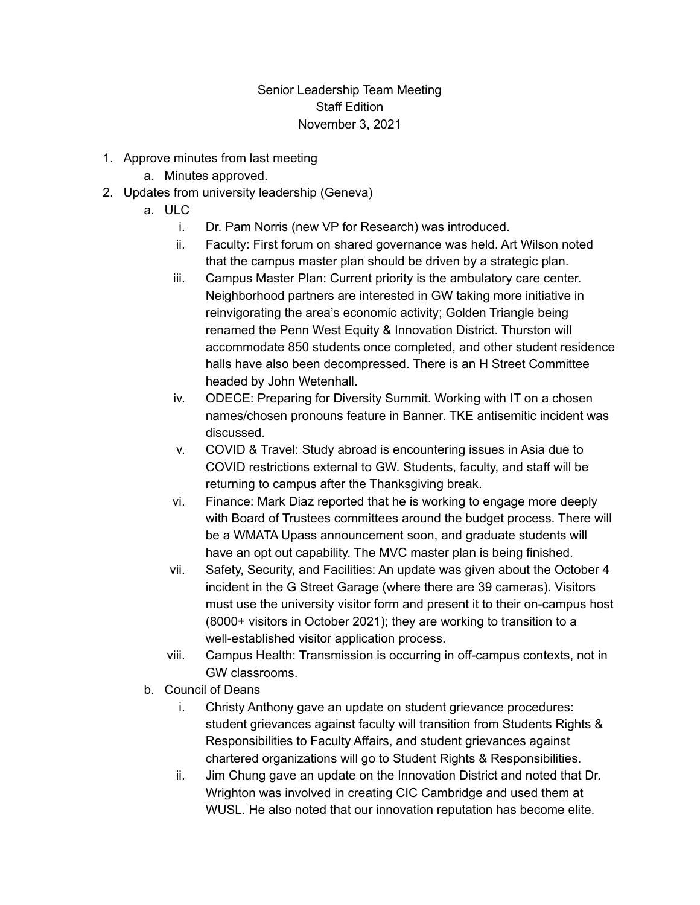# Senior Leadership Team Meeting
## Staff Edition
### November 3, 2021

1. Approve minutes from last meeting
   a. Minutes approved.
2. Updates from university leadership (Geneva)
   a. ULC
      i. Dr. Pam Norris (new VP for Research) was introduced.
      ii. Faculty: First forum on shared governance was held. Art Wilson noted that the campus master plan should be driven by a strategic plan.
      iii. Campus Master Plan: Current priority is the ambulatory care center. Neighborhood partners are interested in GW taking more initiative in reinvigorating the area's economic activity; Golden Triangle being renamed the Penn West Equity & Innovation District. Thurston will accommodate 850 students once completed, and other student residence halls have also been decompressed. There is an H Street Committee headed by John Wetenhall.
      iv. ODECE: Preparing for Diversity Summit. Working with IT on a chosen names/chosen pronouns feature in Banner. TKE antisemitic incident was discussed.
      v. COVID & Travel: Study abroad is encountering issues in Asia due to COVID restrictions external to GW. Students, faculty, and staff will be returning to campus after the Thanksgiving break.
      vi. Finance: Mark Diaz reported that he is working to engage more deeply with Board of Trustees committees around the budget process. There will be a WMATA Upass announcement soon, and graduate students will have an opt out capability. The MVC master plan is being finished.
      vii. Safety, Security, and Facilities: An update was given about the October 4 incident in the G Street Garage (where there are 39 cameras). Visitors must use the university visitor form and present it to their on-campus host (8000+ visitors in October 2021); they are working to transition to a well-established visitor application process.
      viii. Campus Health: Transmission is occurring in off-campus contexts, not in GW classrooms.
   b. Council of Deans
      i. Christy Anthony gave an update on student grievance procedures: student grievances against faculty will transition from Students Rights & Responsibilities to Faculty Affairs, and student grievances against chartered organizations will go to Student Rights & Responsibilities.
      ii. Jim Chung gave an update on the Innovation District and noted that Dr. Wrighton was involved in creating CIC Cambridge and used them at WUSL. He also noted that our innovation reputation has become elite.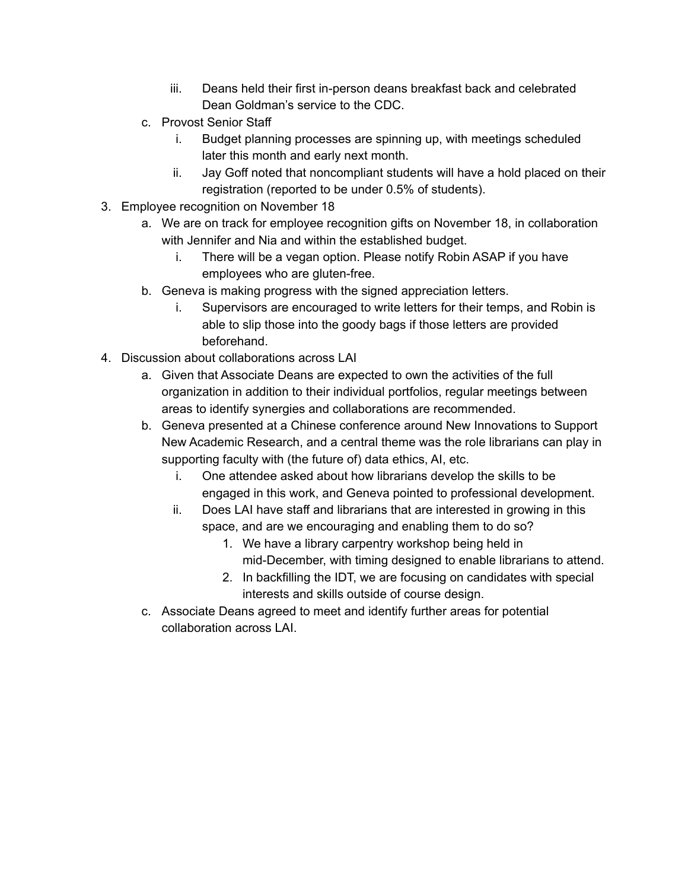iii. Deans held their first in-person deans breakfast back and celebrated Dean Goldman's service to the CDC.

  c. Provost Senior Staff

    i. Budget planning processes are spinning up, with meetings scheduled later this month and early next month.

    ii. Jay Goff noted that noncompliant students will have a hold placed on their registration (reported to be under 0.5% of students).

3. Employee recognition on November 18

  a. We are on track for employee recognition gifts on November 18, in collaboration with Jennifer and Nia and within the established budget.

    i. There will be a vegan option. Please notify Robin ASAP if you have employees who are gluten-free.

  b. Geneva is making progress with the signed appreciation letters.

    i. Supervisors are encouraged to write letters for their temps, and Robin is able to slip those into the goody bags if those letters are provided beforehand.

4. Discussion about collaborations across LAI

  a. Given that Associate Deans are expected to own the activities of the full organization in addition to their individual portfolios, regular meetings between areas to identify synergies and collaborations are recommended.

  b. Geneva presented at a Chinese conference around New Innovations to Support New Academic Research, and a central theme was the role librarians can play in supporting faculty with (the future of) data ethics, AI, etc.

    i. One attendee asked about how librarians develop the skills to be engaged in this work, and Geneva pointed to professional development.

    ii. Does LAI have staff and librarians that are interested in growing in this space, and are we encouraging and enabling them to do so?

      1. We have a library carpentry workshop being held in mid-December, with timing designed to enable librarians to attend.

      2. In backfilling the IDT, we are focusing on candidates with special interests and skills outside of course design.

  c. Associate Deans agreed to meet and identify further areas for potential collaboration across LAI.